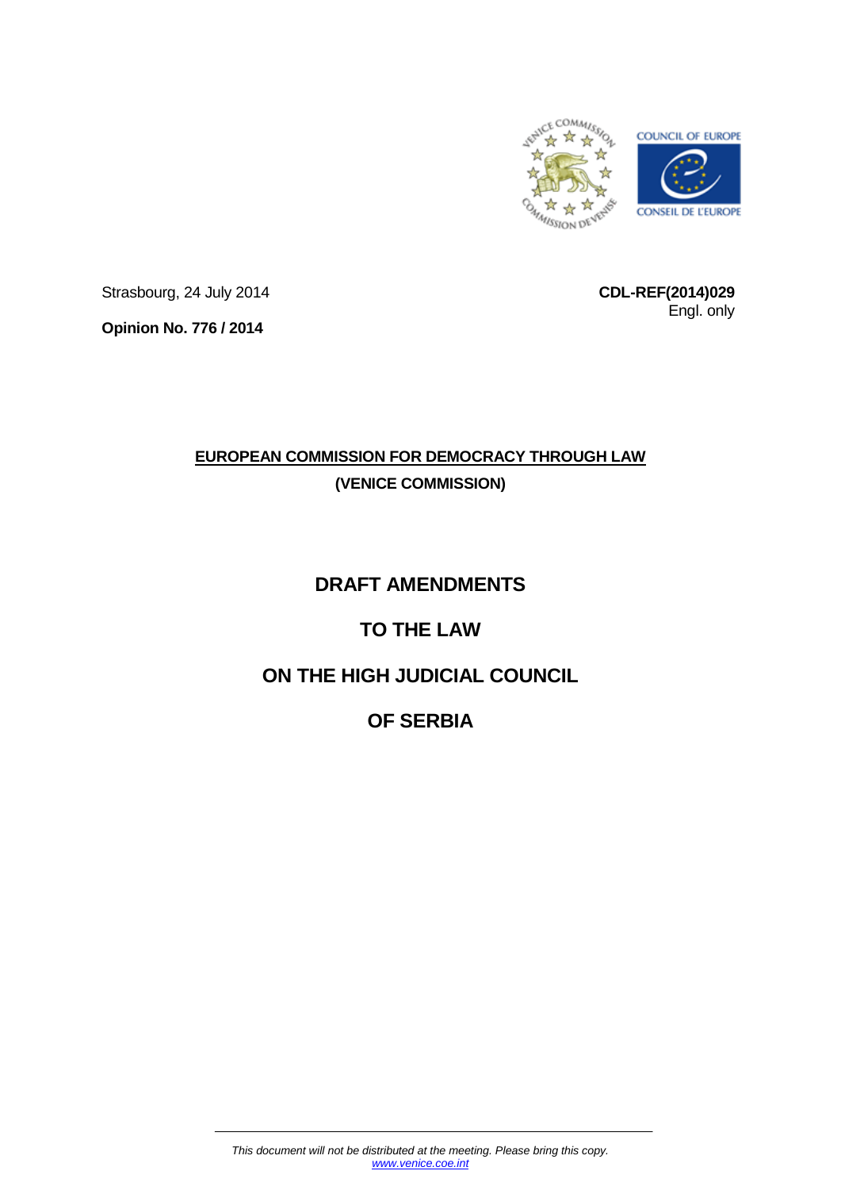Strasbourg, 24 July 2014

**CDL-REF(2014)029**
Engl. only

**Opinion No. 776 / 2014**

**EUROPEAN COMMISSION FOR DEMOCRACY THROUGH LAW**
**(VENICE COMMISSION)**

# DRAFT AMENDMENTS

# TO THE LAW

# ON THE HIGH JUDICIAL COUNCIL

# OF SERBIA

*This document will not be distributed at the meeting. Please bring this copy.*
*www.venice.coe.int*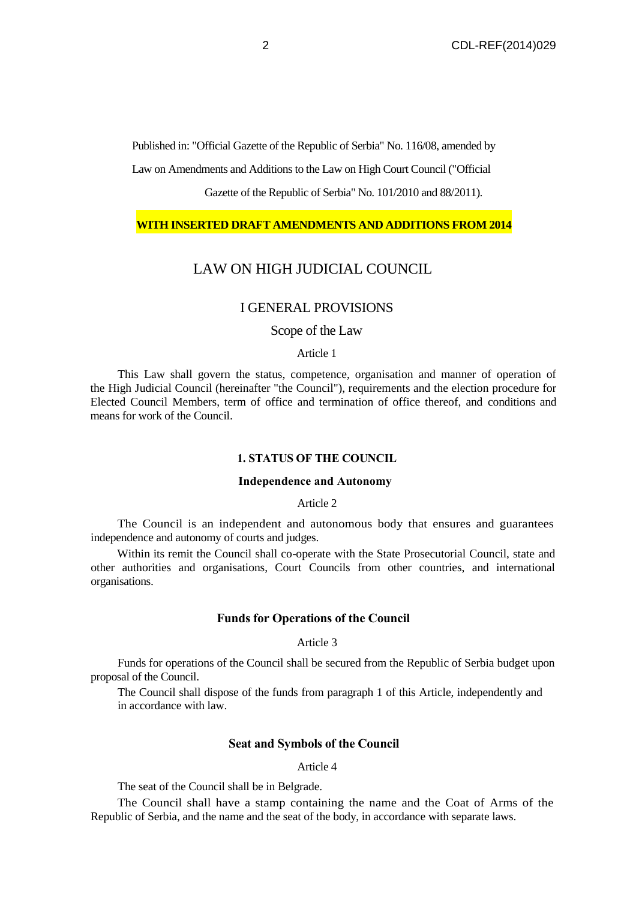Published in: "Official Gazette of the Republic of Serbia" No. 116/08, amended by Law on Amendments and Additions to the Law on High Court Council ("Official Gazette of the Republic of Serbia" No. 101/2010 and 88/2011).

**WITH INSERTED DRAFT AMENDMENTS AND ADDITIONS FROM 2014**

# LAW ON HIGH JUDICIAL COUNCIL

## I GENERAL PROVISIONS

### Scope of the Law

Article 1

This Law shall govern the status, competence, organisation and manner of operation of the High Judicial Council (hereinafter "the Council"), requirements and the election procedure for Elected Council Members, term of office and termination of office thereof, and conditions and means for work of the Council.

### 1. STATUS OF THE COUNCIL

#### Independence and Autonomy

Article 2

The Council is an independent and autonomous body that ensures and guarantees independence and autonomy of courts and judges.

Within its remit the Council shall co-operate with the State Prosecutorial Council, state and other authorities and organisations, Court Councils from other countries, and international organisations.

#### Funds for Operations of the Council

Article 3

Funds for operations of the Council shall be secured from the Republic of Serbia budget upon proposal of the Council.

The Council shall dispose of the funds from paragraph 1 of this Article, independently and in accordance with law.

#### Seat and Symbols of the Council

Article 4

The seat of the Council shall be in Belgrade.

The Council shall have a stamp containing the name and the Coat of Arms of the Republic of Serbia, and the name and the seat of the body, in accordance with separate laws.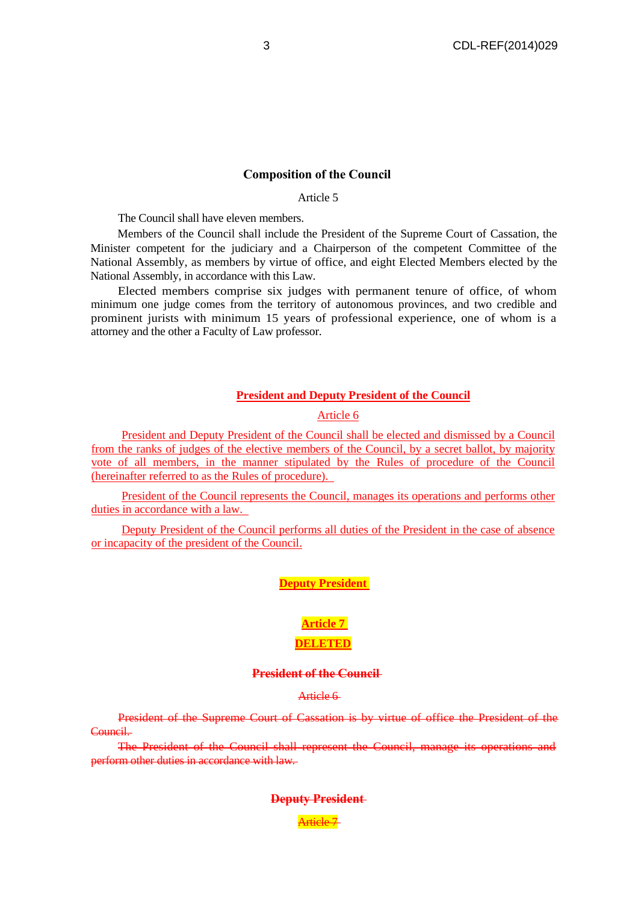### Composition of the Council

Article 5

The Council shall have eleven members.

Members of the Council shall include the President of the Supreme Court of Cassation, the Minister competent for the judiciary and a Chairperson of the competent Committee of the National Assembly, as members by virtue of office, and eight Elected Members elected by the National Assembly, in accordance with this Law.

Elected members comprise six judges with permanent tenure of office, of whom minimum one judge comes from the territory of autonomous provinces, and two credible and prominent jurists with minimum 15 years of professional experience, one of whom is a attorney and the other a Faculty of Law professor.

### President and Deputy President of the Council

Article 6

President and Deputy President of the Council shall be elected and dismissed by a Council from the ranks of judges of the elective members of the Council, by a secret ballot, by majority vote of all members, in the manner stipulated by the Rules of procedure of the Council (hereinafter referred to as the Rules of procedure).

President of the Council represents the Council, manages its operations and performs other duties in accordance with a law.

Deputy President of the Council performs all duties of the President in the case of absence or incapacity of the president of the Council.

### Deputy President

**Article 7**

**DELETED**

### ~~President of the Council~~

~~Article 6~~

~~President of the Supreme Court of Cassation is by virtue of office the President of the Council.~~

~~The President of the Council shall represent the Council, manage its operations and perform other duties in accordance with law.~~

### ~~Deputy President~~

~~Article 7~~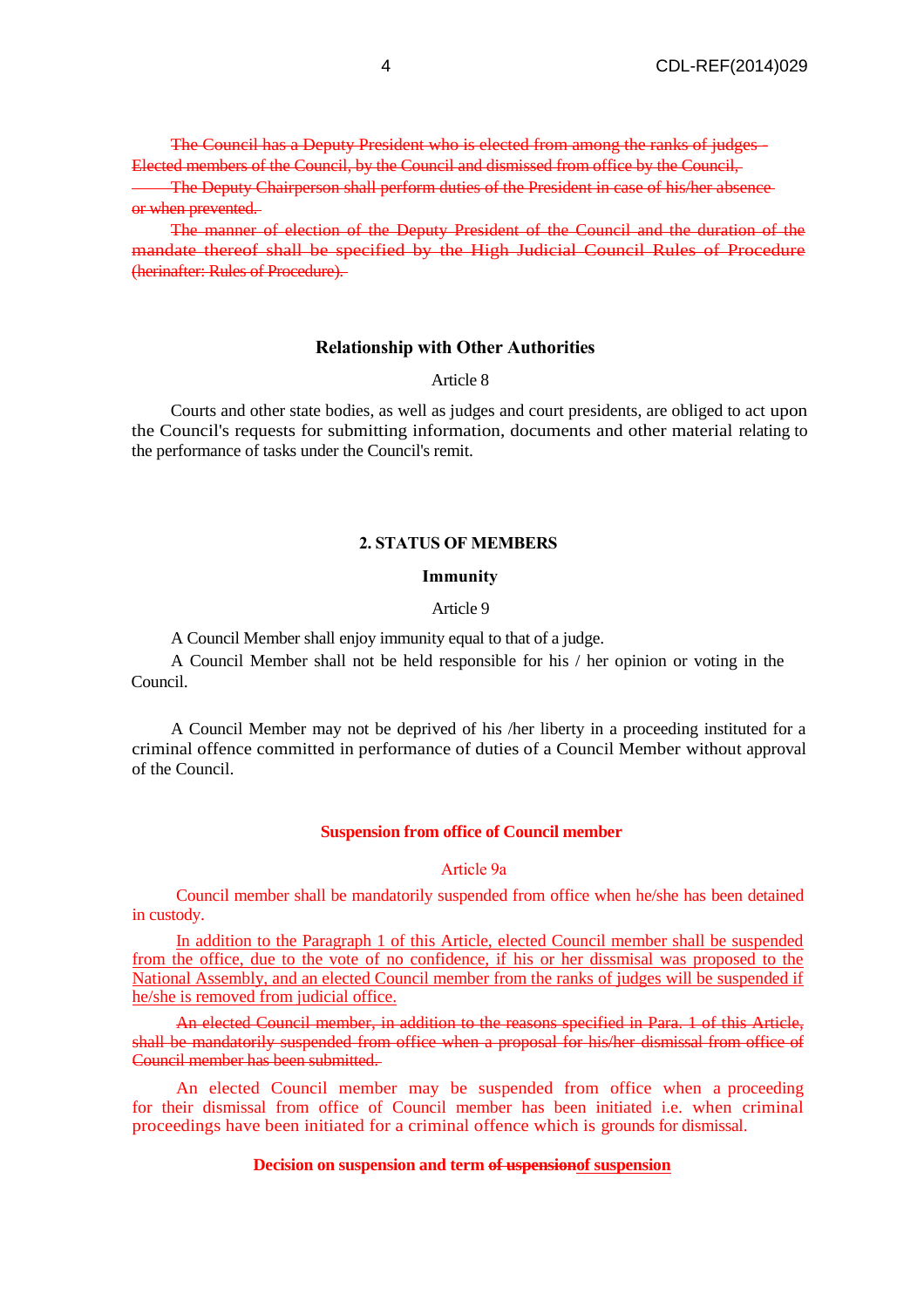~~The Council has a Deputy President who is elected from among the ranks of judges - Elected members of the Council, by the Council and dismissed from office by the Council,~~

~~The Deputy Chairperson shall perform duties of the President in case of his/her absence or when prevented.~~

~~The manner of election of the Deputy President of the Council and the duration of the mandate thereof shall be specified by the High Judicial Council Rules of Procedure (herinafter: Rules of Procedure).~~

### Relationship with Other Authorities

Article 8

Courts and other state bodies, as well as judges and court presidents, are obliged to act upon the Council's requests for submitting information, documents and other material relating to the performance of tasks under the Council's remit.

## 2. STATUS OF MEMBERS

### Immunity

Article 9

A Council Member shall enjoy immunity equal to that of a judge.

A Council Member shall not be held responsible for his / her opinion or voting in the Council.

A Council Member may not be deprived of his /her liberty in a proceeding instituted for a criminal offence committed in performance of duties of a Council Member without approval of the Council.

### Suspension from office of Council member

Article 9a

Council member shall be mandatorily suspended from office when he/she has been detained in custody.

<u>In addition to the Paragraph 1 of this Article, elected Council member shall be suspended from the office, due to the vote of no confidence, if his or her dissmisal was proposed to the National Assembly, and an elected Council member from the ranks of judges will be suspended if he/she is removed from judicial office.</u>

~~An elected Council member, in addition to the reasons specified in Para. 1 of this Article, shall be mandatorily suspended from office when a proposal for his/her dismissal from office of Council member has been submitted.~~

An elected Council member may be suspended from office when a proceeding for their dismissal from office of Council member has been initiated i.e. when criminal proceedings have been initiated for a criminal offence which is grounds for dismissal.

### Decision on suspension and term ~~of uspension~~<u>of suspension</u>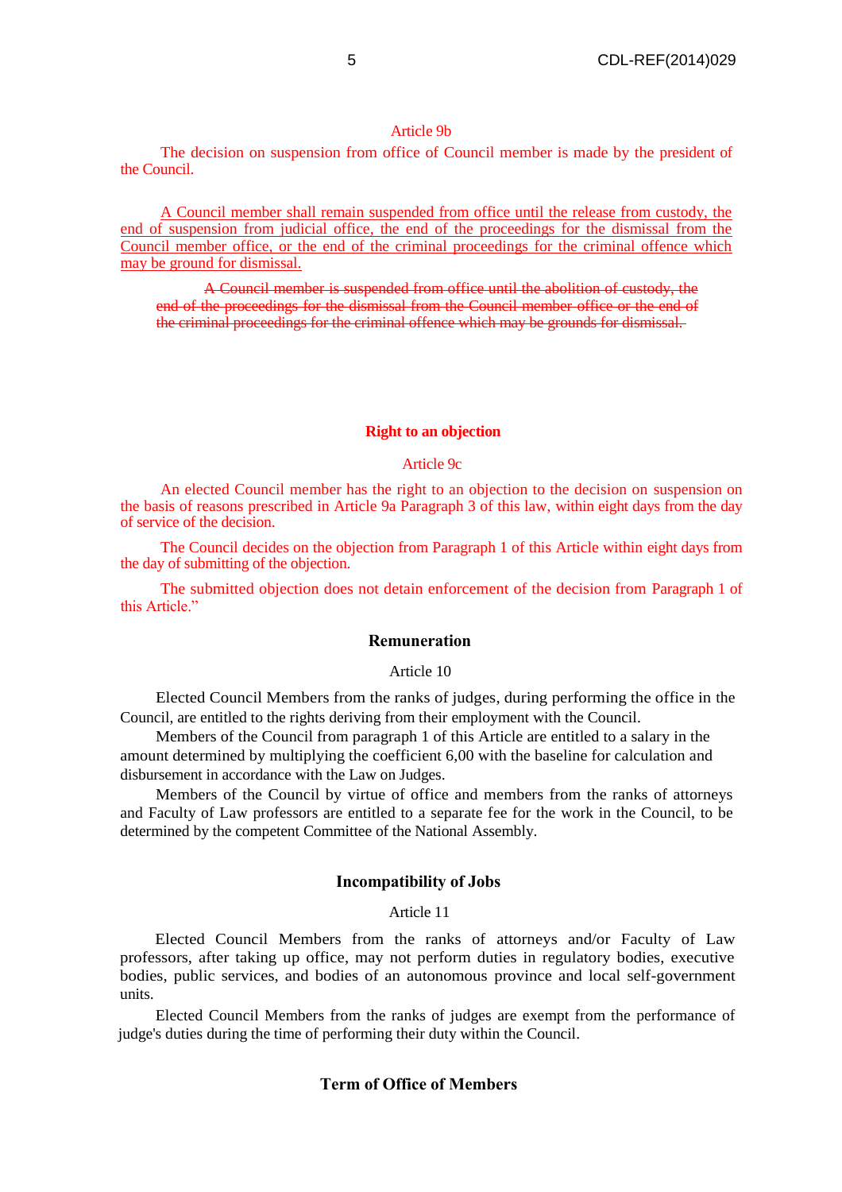Article 9b

The decision on suspension from office of Council member is made by the president of the Council.

<u>A Council member shall remain suspended from office until the release from custody, the end of suspension from judicial office, the end of the proceedings for the dismissal from the Council member office, or the end of the criminal proceedings for the criminal offence which may be ground for dismissal.</u>

~~A Council member is suspended from office until the abolition of custody, the end of the proceedings for the dismissal from the Council member office or the end of the criminal proceedings for the criminal offence which may be grounds for dismissal.~~

**Right to an objection**

Article 9c

An elected Council member has the right to an objection to the decision on suspension on the basis of reasons prescribed in Article 9a Paragraph 3 of this law, within eight days from the day of service of the decision.

The Council decides on the objection from Paragraph 1 of this Article within eight days from the day of submitting of the objection.

The submitted objection does not detain enforcement of the decision from Paragraph 1 of this Article."

**Remuneration**

Article 10

Elected Council Members from the ranks of judges, during performing the office in the Council, are entitled to the rights deriving from their employment with the Council.

Members of the Council from paragraph 1 of this Article are entitled to a salary in the amount determined by multiplying the coefficient 6,00 with the baseline for calculation and disbursement in accordance with the Law on Judges.

Members of the Council by virtue of office and members from the ranks of attorneys and Faculty of Law professors are entitled to a separate fee for the work in the Council, to be determined by the competent Committee of the National Assembly.

**Incompatibility of Jobs**

Article 11

Elected Council Members from the ranks of attorneys and/or Faculty of Law professors, after taking up office, may not perform duties in regulatory bodies, executive bodies, public services, and bodies of an autonomous province and local self-government units.

Elected Council Members from the ranks of judges are exempt from the performance of judge's duties during the time of performing their duty within the Council.

**Term of Office of Members**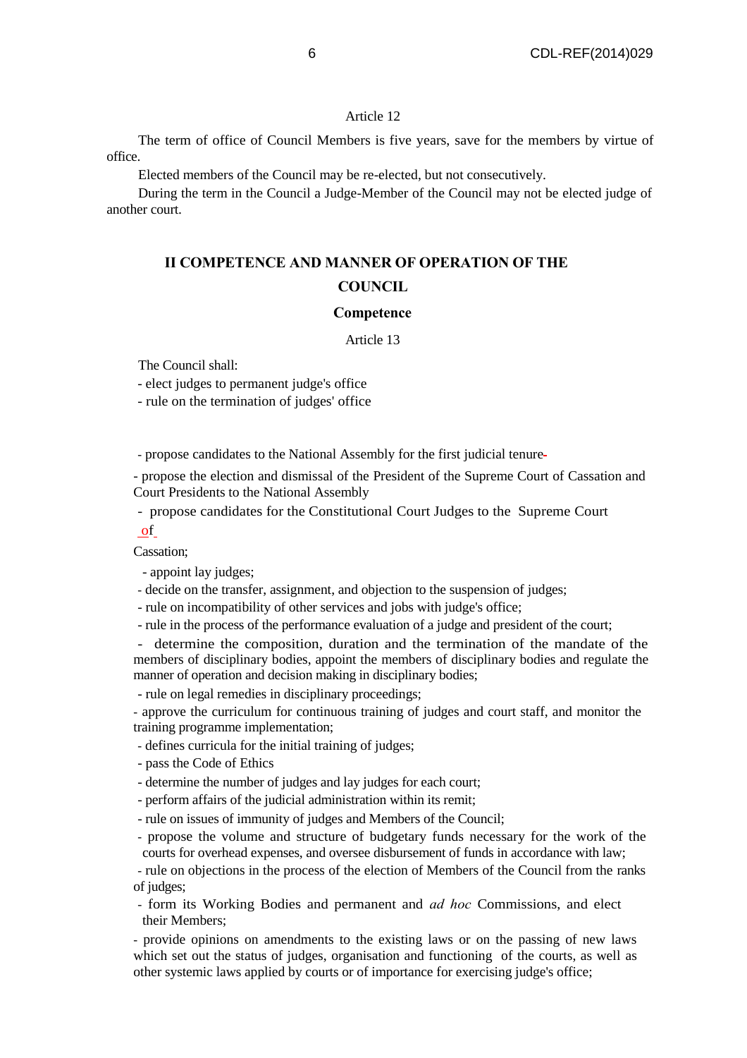Article 12

The term of office of Council Members is five years, save for the members by virtue of office.

Elected members of the Council may be re-elected, but not consecutively.

During the term in the Council a Judge-Member of the Council may not be elected judge of another court.

## II COMPETENCE AND MANNER OF OPERATION OF THE COUNCIL

### Competence

Article 13

The Council shall:

- elect judges to permanent judge's office
- rule on the termination of judges' office
- propose candidates to the National Assembly for the first judicial tenure
- propose the election and dismissal of the President of the Supreme Court of Cassation and Court Presidents to the National Assembly
- propose candidates for the Constitutional Court Judges to the Supreme Court of Cassation;
- appoint lay judges;
- decide on the transfer, assignment, and objection to the suspension of judges;
- rule on incompatibility of other services and jobs with judge's office;
- rule in the process of the performance evaluation of a judge and president of the court;
- determine the composition, duration and the termination of the mandate of the members of disciplinary bodies, appoint the members of disciplinary bodies and regulate the manner of operation and decision making in disciplinary bodies;
- rule on legal remedies in disciplinary proceedings;
- approve the curriculum for continuous training of judges and court staff, and monitor the training programme implementation;
- defines curricula for the initial training of judges;
- pass the Code of Ethics
- determine the number of judges and lay judges for each court;
- perform affairs of the judicial administration within its remit;
- rule on issues of immunity of judges and Members of the Council;
- propose the volume and structure of budgetary funds necessary for the work of the courts for overhead expenses, and oversee disbursement of funds in accordance with law;
- rule on objections in the process of the election of Members of the Council from the ranks of judges;
- form its Working Bodies and permanent and *ad hoc* Commissions, and elect their Members;
- provide opinions on amendments to the existing laws or on the passing of new laws which set out the status of judges, organisation and functioning of the courts, as well as other systemic laws applied by courts or of importance for exercising judge's office;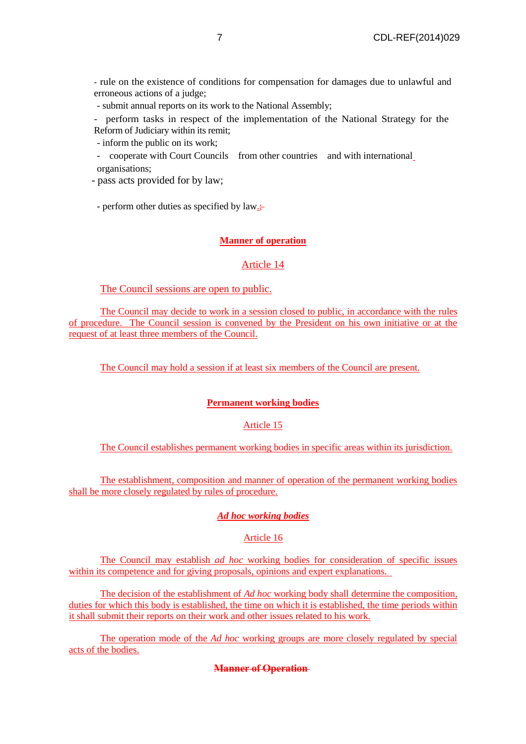- rule on the existence of conditions for compensation for damages due to unlawful and erroneous actions of a judge;
- submit annual reports on its work to the National Assembly;
- perform tasks in respect of the implementation of the National Strategy for the Reform of Judiciary within its remit;
- inform the public on its work;
- cooperate with Court Councils from other countries and with international organisations;
- pass acts provided for by law;
- perform other duties as specified by law.;

**Manner of operation**

Article 14

The Council sessions are open to public.

The Council may decide to work in a session closed to public, in accordance with the rules of procedure. The Council session is convened by the President on his own initiative or at the request of at least three members of the Council.

The Council may hold a session if at least six members of the Council are present.

**Permanent working bodies**

Article 15

The Council establishes permanent working bodies in specific areas within its jurisdiction.

The establishment, composition and manner of operation of the permanent working bodies shall be more closely regulated by rules of procedure.

***Ad hoc working bodies***

Article 16

The Council may establish *ad hoc* working bodies for consideration of specific issues within its competence and for giving proposals, opinions and expert explanations.

The decision of the establishment of *Ad hoc* working body shall determine the composition, duties for which this body is established, the time on which it is established, the time periods within it shall submit their reports on their work and other issues related to his work.

The operation mode of the *Ad hoc* working groups are more closely regulated by special acts of the bodies.

~~**Manner of Operation**~~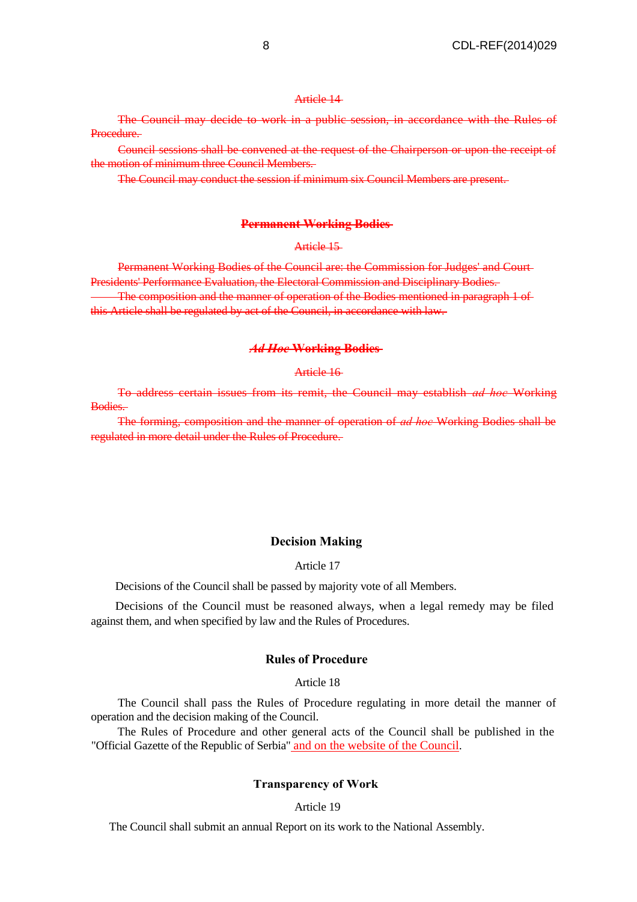~~Article 14~~

~~The Council may decide to work in a public session, in accordance with the Rules of Procedure.~~

~~Council sessions shall be convened at the request of the Chairperson or upon the receipt of the motion of minimum three Council Members.~~

~~The Council may conduct the session if minimum six Council Members are present.~~

**~~Permanent Working Bodies~~**

~~Article 15~~

~~Permanent Working Bodies of the Council are: the Commission for Judges' and Court Presidents' Performance Evaluation, the Electoral Commission and Disciplinary Bodies.~~

~~The composition and the manner of operation of the Bodies mentioned in paragraph 1 of this Article shall be regulated by act of the Council, in accordance with law.~~

**~~*Ad Hoc* Working Bodies~~**

~~Article 16~~

~~To address certain issues from its remit, the Council may establish *ad hoc* Working Bodies.~~

~~The forming, composition and the manner of operation of *ad hoc* Working Bodies shall be regulated in more detail under the Rules of Procedure.~~

### Decision Making

Article 17

Decisions of the Council shall be passed by majority vote of all Members.

Decisions of the Council must be reasoned always, when a legal remedy may be filed against them, and when specified by law and the Rules of Procedures.

### Rules of Procedure

Article 18

The Council shall pass the Rules of Procedure regulating in more detail the manner of operation and the decision making of the Council.

The Rules of Procedure and other general acts of the Council shall be published in the "Official Gazette of the Republic of Serbia" <u>and on the website of the Council</u>.

### Transparency of Work

Article 19

The Council shall submit an annual Report on its work to the National Assembly.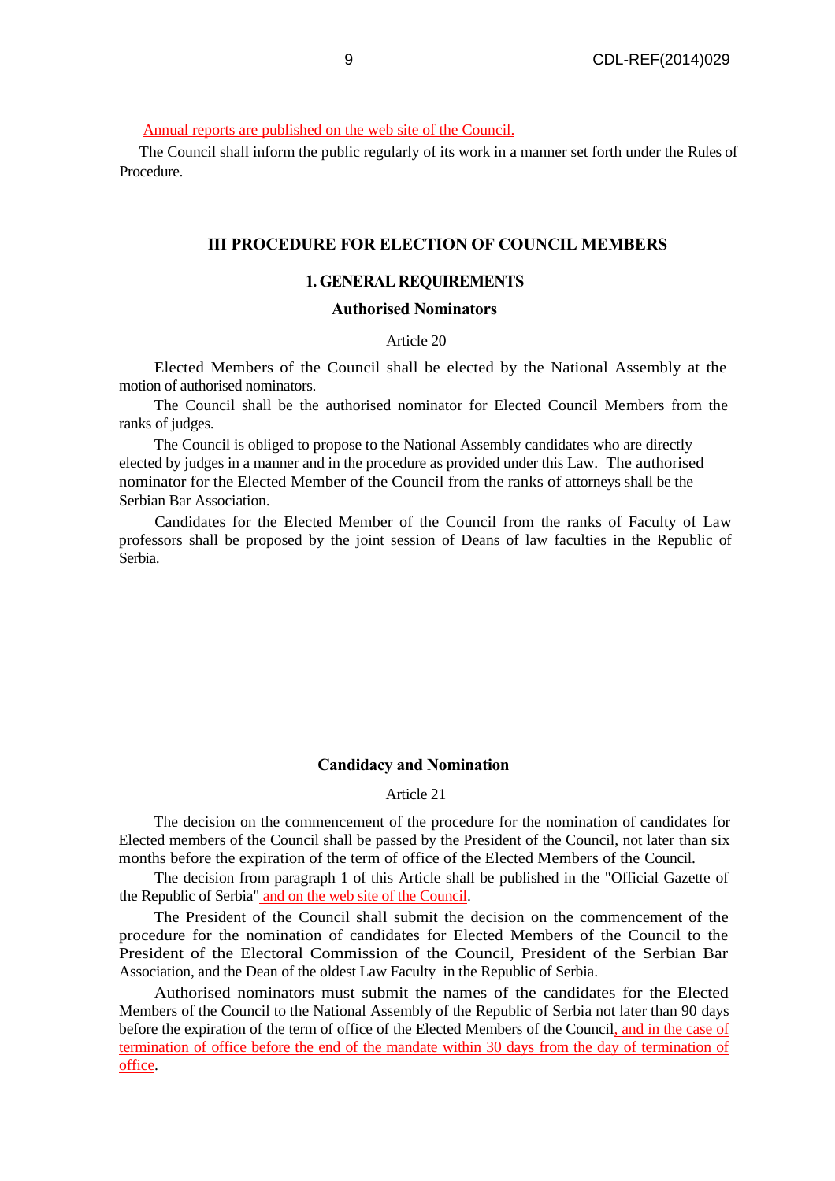Annual reports are published on the web site of the Council.

The Council shall inform the public regularly of its work in a manner set forth under the Rules of Procedure.

## III PROCEDURE FOR ELECTION OF COUNCIL MEMBERS

### 1. GENERAL REQUIREMENTS

#### Authorised Nominators

Article 20

Elected Members of the Council shall be elected by the National Assembly at the motion of authorised nominators.

The Council shall be the authorised nominator for Elected Council Members from the ranks of judges.

The Council is obliged to propose to the National Assembly candidates who are directly elected by judges in a manner and in the procedure as provided under this Law. The authorised nominator for the Elected Member of the Council from the ranks of attorneys shall be the Serbian Bar Association.

Candidates for the Elected Member of the Council from the ranks of Faculty of Law professors shall be proposed by the joint session of Deans of law faculties in the Republic of Serbia.

#### Candidacy and Nomination

Article 21

The decision on the commencement of the procedure for the nomination of candidates for Elected members of the Council shall be passed by the President of the Council, not later than six months before the expiration of the term of office of the Elected Members of the Council.

The decision from paragraph 1 of this Article shall be published in the "Official Gazette of the Republic of Serbia" and on the web site of the Council.

The President of the Council shall submit the decision on the commencement of the procedure for the nomination of candidates for Elected Members of the Council to the President of the Electoral Commission of the Council, President of the Serbian Bar Association, and the Dean of the oldest Law Faculty in the Republic of Serbia.

Authorised nominators must submit the names of the candidates for the Elected Members of the Council to the National Assembly of the Republic of Serbia not later than 90 days before the expiration of the term of office of the Elected Members of the Council, and in the case of termination of office before the end of the mandate within 30 days from the day of termination of office.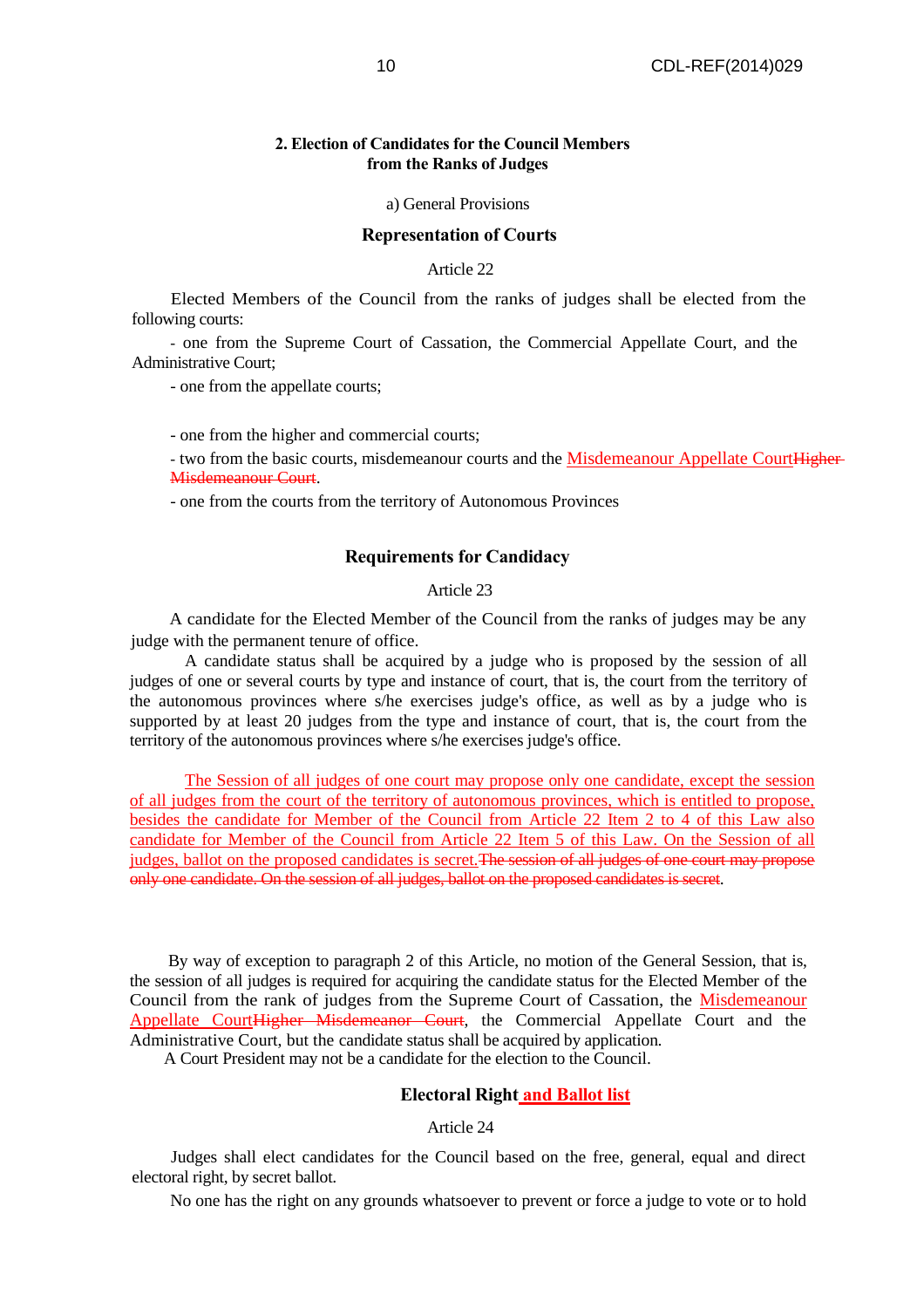### 2. Election of Candidates for the Council Members from the Ranks of Judges

a) General Provisions

**Representation of Courts**

Article 22

Elected Members of the Council from the ranks of judges shall be elected from the following courts:

- one from the Supreme Court of Cassation, the Commercial Appellate Court, and the Administrative Court;

- one from the appellate courts;

- one from the higher and commercial courts;

- two from the basic courts, misdemeanour courts and the Misdemeanour Appellate Court~~Higher Misdemeanour Court~~.

- one from the courts from the territory of Autonomous Provinces

**Requirements for Candidacy**

Article 23

A candidate for the Elected Member of the Council from the ranks of judges may be any judge with the permanent tenure of office.

A candidate status shall be acquired by a judge who is proposed by the session of all judges of one or several courts by type and instance of court, that is, the court from the territory of the autonomous provinces where s/he exercises judge's office, as well as by a judge who is supported by at least 20 judges from the type and instance of court, that is, the court from the territory of the autonomous provinces where s/he exercises judge's office.

The Session of all judges of one court may propose only one candidate, except the session of all judges from the court of the territory of autonomous provinces, which is entitled to propose, besides the candidate for Member of the Council from Article 22 Item 2 to 4 of this Law also candidate for Member of the Council from Article 22 Item 5 of this Law. On the Session of all judges, ballot on the proposed candidates is secret.~~The session of all judges of one court may propose only one candidate. On the session of all judges, ballot on the proposed candidates is secret~~.

By way of exception to paragraph 2 of this Article, no motion of the General Session, that is, the session of all judges is required for acquiring the candidate status for the Elected Member of the Council from the rank of judges from the Supreme Court of Cassation, the Misdemeanour Appellate Court~~Higher Misdemeanor Court~~, the Commercial Appellate Court and the Administrative Court, but the candidate status shall be acquired by application.

A Court President may not be a candidate for the election to the Council.

**Electoral Right and Ballot list**

Article 24

Judges shall elect candidates for the Council based on the free, general, equal and direct electoral right, by secret ballot.

No one has the right on any grounds whatsoever to prevent or force a judge to vote or to hold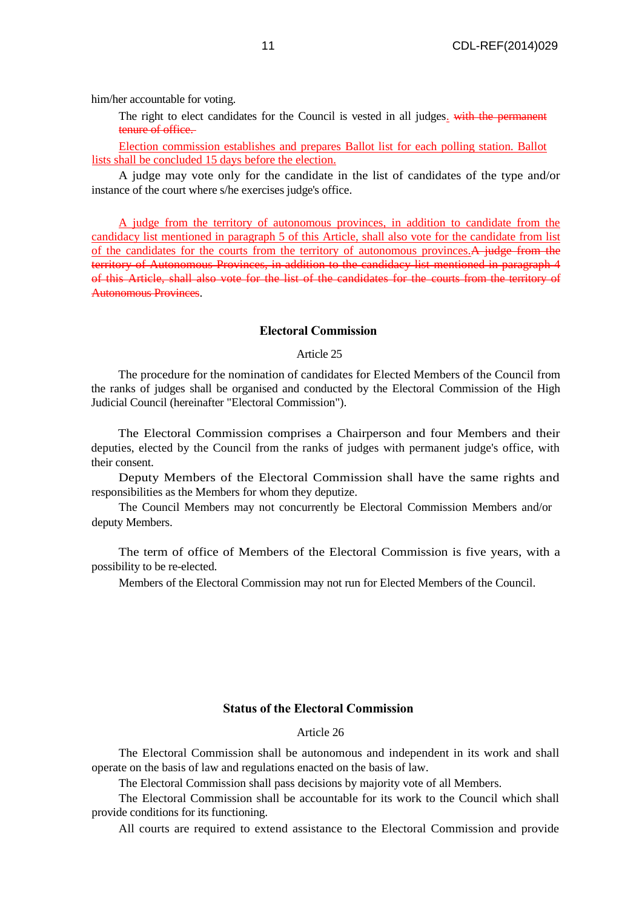him/her accountable for voting.

The right to elect candidates for the Council is vested in all judges. ~~with the permanent tenure of office.~~

<u>Election commission establishes and prepares Ballot list for each polling station. Ballot lists shall be concluded 15 days before the election.</u>

A judge may vote only for the candidate in the list of candidates of the type and/or instance of the court where s/he exercises judge's office.

<u>A judge from the territory of autonomous provinces, in addition to candidate from the candidacy list mentioned in paragraph 5 of this Article, shall also vote for the candidate from list of the candidates for the courts from the territory of autonomous provinces.</u>~~A judge from the territory of Autonomous Provinces, in addition to the candidacy list mentioned in paragraph 4 of this Article, shall also vote for the list of the candidates for the courts from the territory of Autonomous Provinces~~.

**Electoral Commission**

Article 25

The procedure for the nomination of candidates for Elected Members of the Council from the ranks of judges shall be organised and conducted by the Electoral Commission of the High Judicial Council (hereinafter "Electoral Commission").

The Electoral Commission comprises a Chairperson and four Members and their deputies, elected by the Council from the ranks of judges with permanent judge's office, with their consent.

Deputy Members of the Electoral Commission shall have the same rights and responsibilities as the Members for whom they deputize.

The Council Members may not concurrently be Electoral Commission Members and/or deputy Members.

The term of office of Members of the Electoral Commission is five years, with a possibility to be re-elected.

Members of the Electoral Commission may not run for Elected Members of the Council.

**Status of the Electoral Commission**

Article 26

The Electoral Commission shall be autonomous and independent in its work and shall operate on the basis of law and regulations enacted on the basis of law.

The Electoral Commission shall pass decisions by majority vote of all Members.

The Electoral Commission shall be accountable for its work to the Council which shall provide conditions for its functioning.

All courts are required to extend assistance to the Electoral Commission and provide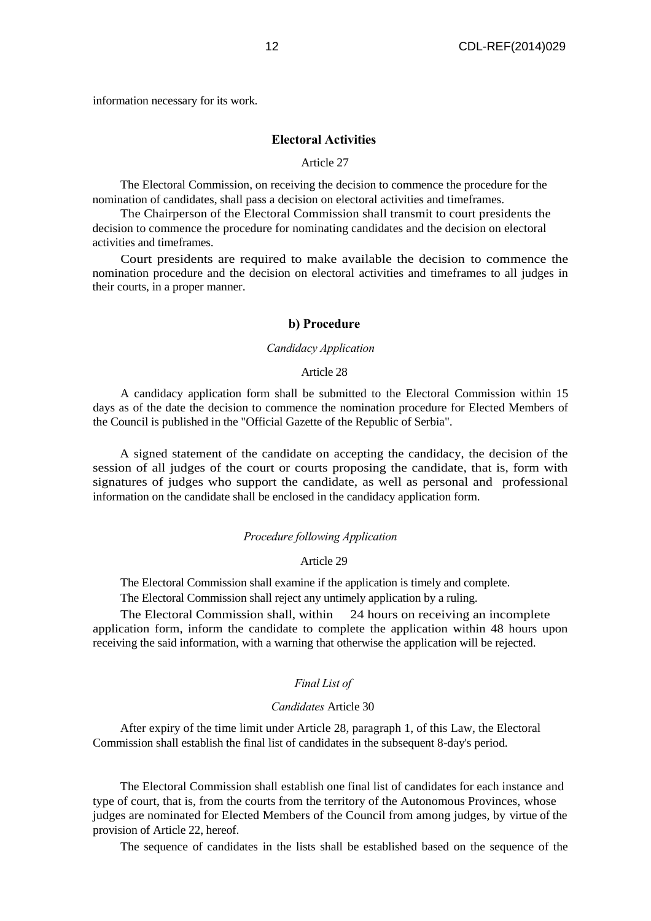information necessary for its work.

### Electoral Activities

Article 27

The Electoral Commission, on receiving the decision to commence the procedure for the nomination of candidates, shall pass a decision on electoral activities and timeframes.

The Chairperson of the Electoral Commission shall transmit to court presidents the decision to commence the procedure for nominating candidates and the decision on electoral activities and timeframes.

Court presidents are required to make available the decision to commence the nomination procedure and the decision on electoral activities and timeframes to all judges in their courts, in a proper manner.

### b) Procedure

*Candidacy Application*

Article 28

A candidacy application form shall be submitted to the Electoral Commission within 15 days as of the date the decision to commence the nomination procedure for Elected Members of the Council is published in the "Official Gazette of the Republic of Serbia".

A signed statement of the candidate on accepting the candidacy, the decision of the session of all judges of the court or courts proposing the candidate, that is, form with signatures of judges who support the candidate, as well as personal and professional information on the candidate shall be enclosed in the candidacy application form.

*Procedure following Application*

Article 29

The Electoral Commission shall examine if the application is timely and complete.

The Electoral Commission shall reject any untimely application by a ruling.

The Electoral Commission shall, within 24 hours on receiving an incomplete application form, inform the candidate to complete the application within 48 hours upon receiving the said information, with a warning that otherwise the application will be rejected.

*Final List of Candidates*

Article 30

After expiry of the time limit under Article 28, paragraph 1, of this Law, the Electoral Commission shall establish the final list of candidates in the subsequent 8-day's period.

The Electoral Commission shall establish one final list of candidates for each instance and type of court, that is, from the courts from the territory of the Autonomous Provinces, whose judges are nominated for Elected Members of the Council from among judges, by virtue of the provision of Article 22, hereof.

The sequence of candidates in the lists shall be established based on the sequence of the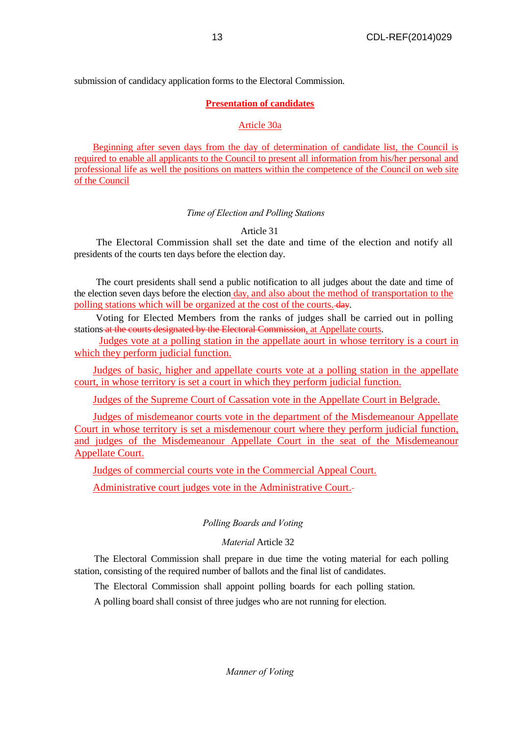submission of candidacy application forms to the Electoral Commission.

**Presentation of candidates**

Article 30a

Beginning after seven days from the day of determination of candidate list, the Council is required to enable all applicants to the Council to present all information from his/her personal and professional life as well the positions on matters within the competence of the Council on web site of the Council

*Time of Election and Polling Stations*

Article 31

The Electoral Commission shall set the date and time of the election and notify all presidents of the courts ten days before the election day.

The court presidents shall send a public notification to all judges about the date and time of the election seven days before the election day, and also about the method of transportation to the polling stations which will be organized at the cost of the courts. ~~day~~.

Voting for Elected Members from the ranks of judges shall be carried out in polling stations ~~at the courts designated by the Electoral Commission~~, at Appellate courts.

Judges vote at a polling station in the appellate aourt in whose territory is a court in which they perform judicial function.

Judges of basic, higher and appellate courts vote at a polling station in the appellate court, in whose territory is set a court in which they perform judicial function.

Judges of the Supreme Court of Cassation vote in the Appellate Court in Belgrade.

Judges of misdemeanor courts vote in the department of the Misdemeanour Appellate Court in whose territory is set a misdemenour court where they perform judicial function, and judges of the Misdemeanour Appellate Court in the seat of the Misdemeanour Appellate Court.

Judges of commercial courts vote in the Commercial Appeal Court.

Administrative court judges vote in the Administrative Court.

*Polling Boards and Voting*

*Material* Article 32

The Electoral Commission shall prepare in due time the voting material for each polling station, consisting of the required number of ballots and the final list of candidates.

The Electoral Commission shall appoint polling boards for each polling station.

A polling board shall consist of three judges who are not running for election.

*Manner of Voting*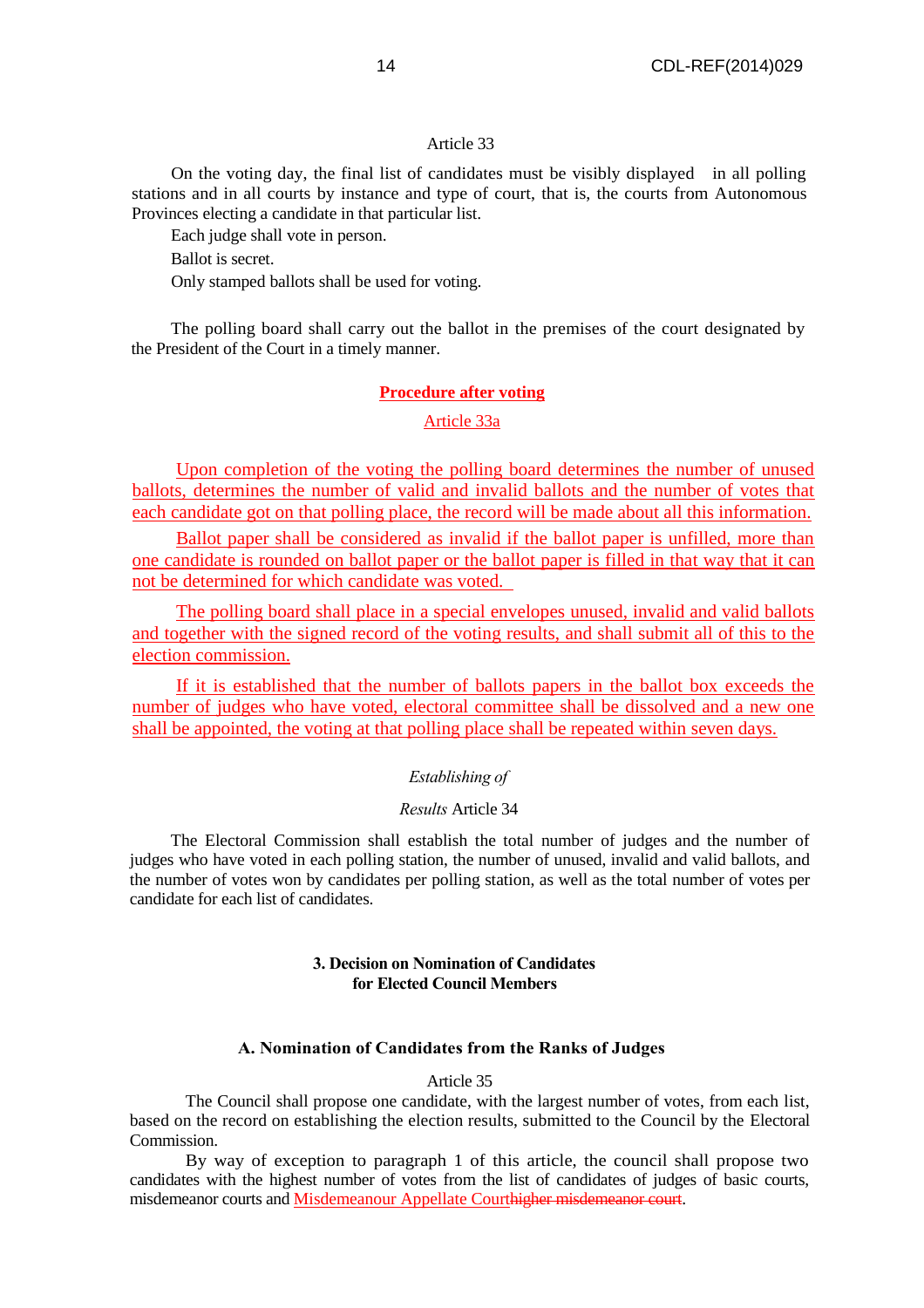Article 33

On the voting day, the final list of candidates must be visibly displayed in all polling stations and in all courts by instance and type of court, that is, the courts from Autonomous Provinces electing a candidate in that particular list.

Each judge shall vote in person.

Ballot is secret.

Only stamped ballots shall be used for voting.

The polling board shall carry out the ballot in the premises of the court designated by the President of the Court in a timely manner.

**Procedure after voting**

Article 33a

Upon completion of the voting the polling board determines the number of unused ballots, determines the number of valid and invalid ballots and the number of votes that each candidate got on that polling place, the record will be made about all this information.

Ballot paper shall be considered as invalid if the ballot paper is unfilled, more than one candidate is rounded on ballot paper or the ballot paper is filled in that way that it can not be determined for which candidate was voted.

The polling board shall place in a special envelopes unused, invalid and valid ballots and together with the signed record of the voting results, and shall submit all of this to the election commission.

If it is established that the number of ballots papers in the ballot box exceeds the number of judges who have voted, electoral committee shall be dissolved and a new one shall be appointed, the voting at that polling place shall be repeated within seven days.

*Establishing of*

*Results* Article 34

The Electoral Commission shall establish the total number of judges and the number of judges who have voted in each polling station, the number of unused, invalid and valid ballots, and the number of votes won by candidates per polling station, as well as the total number of votes per candidate for each list of candidates.

**3. Decision on Nomination of Candidates for Elected Council Members**

**A. Nomination of Candidates from the Ranks of Judges**

Article 35

The Council shall propose one candidate, with the largest number of votes, from each list, based on the record on establishing the election results, submitted to the Council by the Electoral Commission.

By way of exception to paragraph 1 of this article, the council shall propose two candidates with the highest number of votes from the list of candidates of judges of basic courts, misdemeanor courts and Misdemeanour Appellate Court~~higher misdemeanor court~~.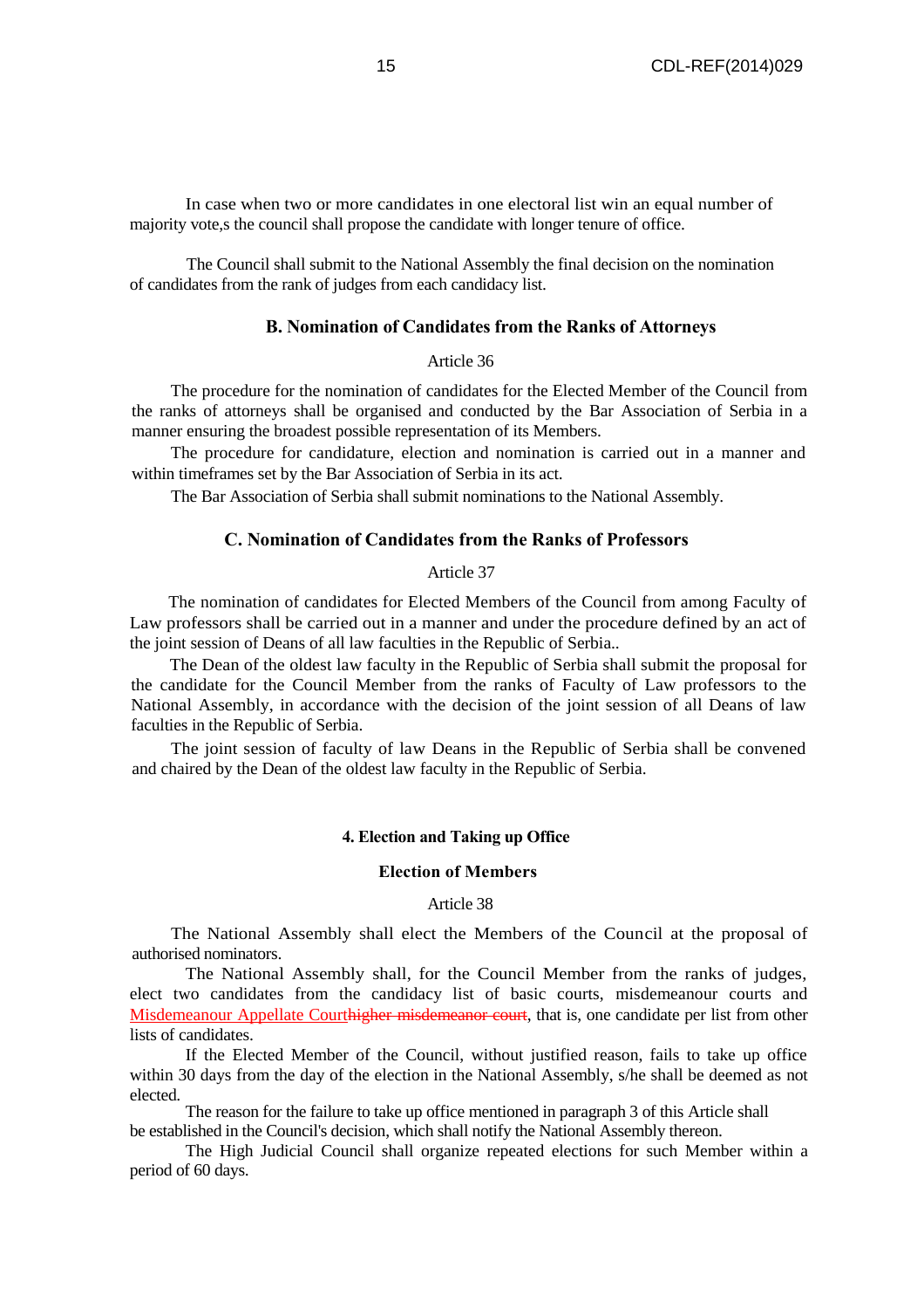In case when two or more candidates in one electoral list win an equal number of majority vote,s the council shall propose the candidate with longer tenure of office.

The Council shall submit to the National Assembly the final decision on the nomination of candidates from the rank of judges from each candidacy list.

### B. Nomination of Candidates from the Ranks of Attorneys

Article 36

The procedure for the nomination of candidates for the Elected Member of the Council from the ranks of attorneys shall be organised and conducted by the Bar Association of Serbia in a manner ensuring the broadest possible representation of its Members.

The procedure for candidature, election and nomination is carried out in a manner and within timeframes set by the Bar Association of Serbia in its act.

The Bar Association of Serbia shall submit nominations to the National Assembly.

### C. Nomination of Candidates from the Ranks of Professors

Article 37

The nomination of candidates for Elected Members of the Council from among Faculty of Law professors shall be carried out in a manner and under the procedure defined by an act of the joint session of Deans of all law faculties in the Republic of Serbia..

The Dean of the oldest law faculty in the Republic of Serbia shall submit the proposal for the candidate for the Council Member from the ranks of Faculty of Law professors to the National Assembly, in accordance with the decision of the joint session of all Deans of law faculties in the Republic of Serbia.

The joint session of faculty of law Deans in the Republic of Serbia shall be convened and chaired by the Dean of the oldest law faculty in the Republic of Serbia.

## 4. Election and Taking up Office

### Election of Members

Article 38

The National Assembly shall elect the Members of the Council at the proposal of authorised nominators.

The National Assembly shall, for the Council Member from the ranks of judges, elect two candidates from the candidacy list of basic courts, misdemeanour courts and Misdemeanour Appellate Court~~higher misdemeanor court~~, that is, one candidate per list from other lists of candidates.

If the Elected Member of the Council, without justified reason, fails to take up office within 30 days from the day of the election in the National Assembly, s/he shall be deemed as not elected.

The reason for the failure to take up office mentioned in paragraph 3 of this Article shall be established in the Council's decision, which shall notify the National Assembly thereon.

The High Judicial Council shall organize repeated elections for such Member within a period of 60 days.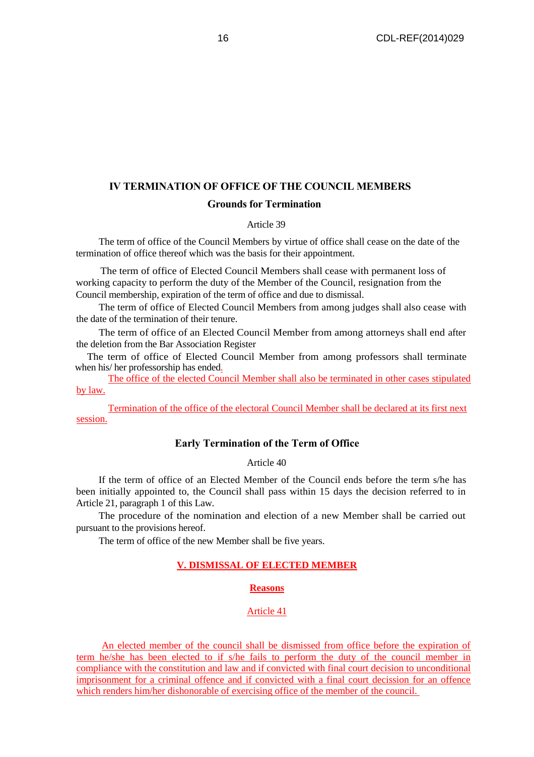## IV TERMINATION OF OFFICE OF THE COUNCIL MEMBERS

### Grounds for Termination

Article 39

The term of office of the Council Members by virtue of office shall cease on the date of the termination of office thereof which was the basis for their appointment.

The term of office of Elected Council Members shall cease with permanent loss of working capacity to perform the duty of the Member of the Council, resignation from the Council membership, expiration of the term of office and due to dismissal.

The term of office of Elected Council Members from among judges shall also cease with the date of the termination of their tenure.

The term of office of an Elected Council Member from among attorneys shall end after the deletion from the Bar Association Register

The term of office of Elected Council Member from among professors shall terminate when his/ her professorship has ended.

The office of the elected Council Member shall also be terminated in other cases stipulated by law.

Termination of the office of the electoral Council Member shall be declared at its first next session.

### Early Termination of the Term of Office

Article 40

If the term of office of an Elected Member of the Council ends before the term s/he has been initially appointed to, the Council shall pass within 15 days the decision referred to in Article 21, paragraph 1 of this Law.

The procedure of the nomination and election of a new Member shall be carried out pursuant to the provisions hereof.

The term of office of the new Member shall be five years.

## V. DISMISSAL OF ELECTED MEMBER

### Reasons

Article 41

An elected member of the council shall be dismissed from office before the expiration of term he/she has been elected to if s/he fails to perform the duty of the council member in compliance with the constitution and law and if convicted with final court decision to unconditional imprisonment for a criminal offence and if convicted with a final court decission for an offence which renders him/her dishonorable of exercising office of the member of the council.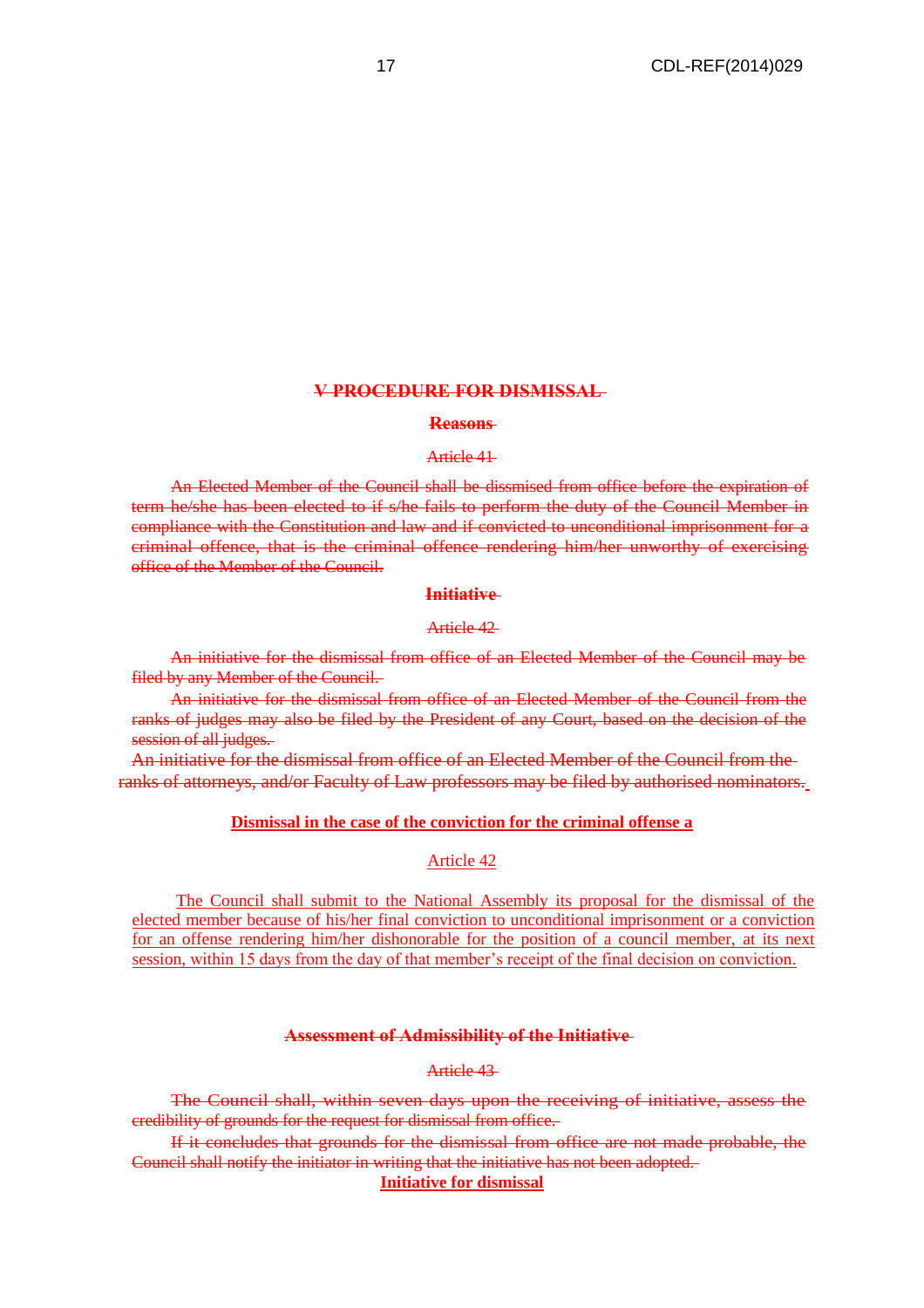~~**V PROCEDURE FOR DISMISSAL**~~

~~**Reasons**~~

~~Article 41~~

~~An Elected Member of the Council shall be dismissed from office before the expiration of term he/she has been elected to if s/he fails to perform the duty of the Council Member in compliance with the Constitution and law and if convicted to unconditional imprisonment for a criminal offence, that is the criminal offence rendering him/her unworthy of exercising office of the Member of the Council.~~

~~**Initiative**~~

~~Article 42~~

~~An initiative for the dismissal from office of an Elected Member of the Council may be filed by any Member of the Council.~~

~~An initiative for the dismissal from office of an Elected Member of the Council from the ranks of judges may also be filed by the President of any Court, based on the decision of the session of all judges.~~

~~An initiative for the dismissal from office of an Elected Member of the Council from the ranks of attorneys, and/or Faculty of Law professors may be filed by authorised nominators.~~

<u>**Dismissal in the case of the conviction for the criminal offense a**</u>

<u>Article 42</u>

<u>The Council shall submit to the National Assembly its proposal for the dismissal of the elected member because of his/her final conviction to unconditional imprisonment or a conviction for an offense rendering him/her dishonorable for the position of a council member, at its next session, within 15 days from the day of that member's receipt of the final decision on conviction.</u>

~~**Assessment of Admissibility of the Initiative**~~

~~Article 43~~

~~The Council shall, within seven days upon the receiving of initiative, assess the credibility of grounds for the request for dismissal from office.~~

~~If it concludes that grounds for the dismissal from office are not made probable, the Council shall notify the initiator in writing that the initiative has not been adopted.~~

<u>**Initiative for dismissal**</u>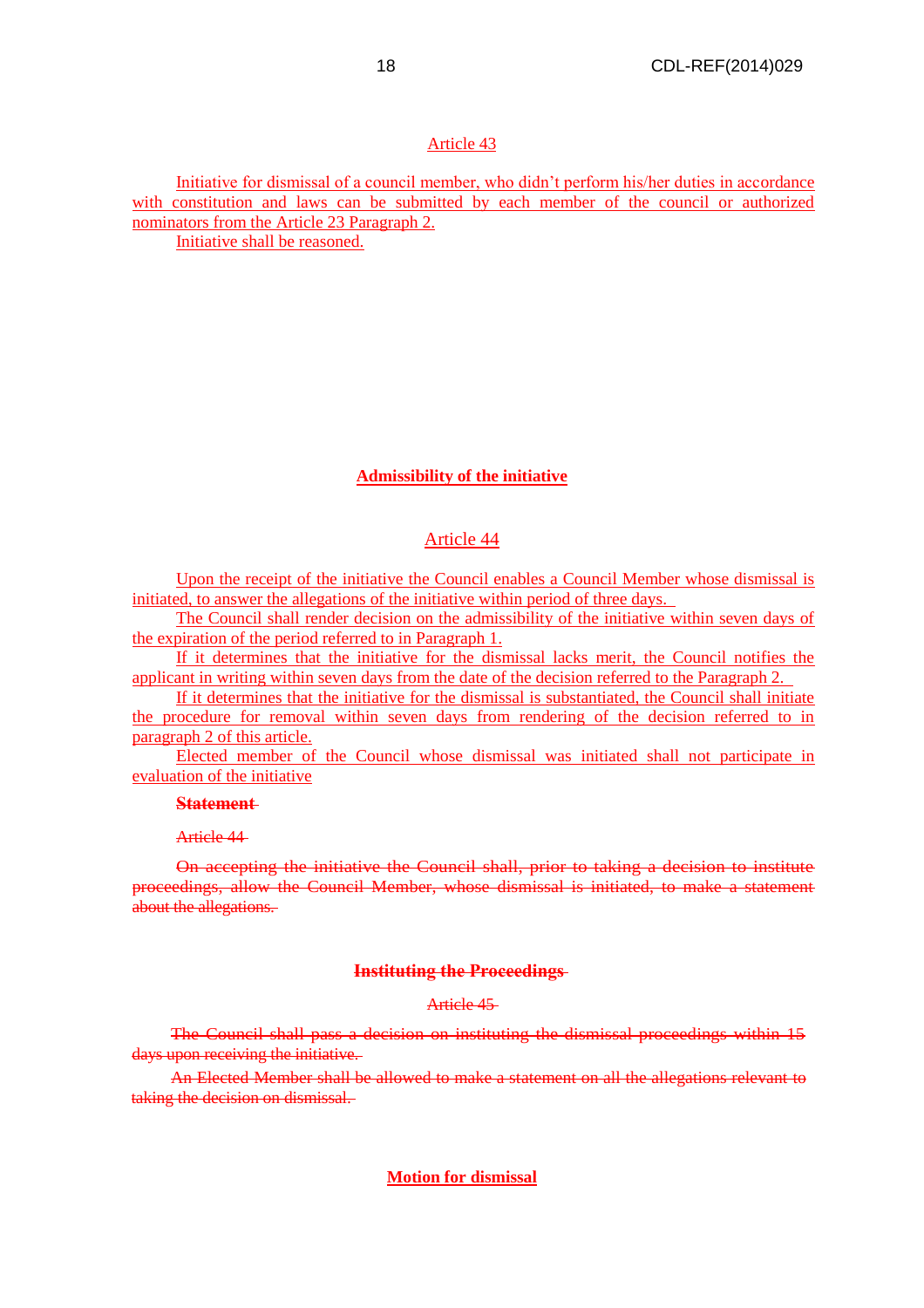Article 43

Initiative for dismissal of a council member, who didn't perform his/her duties in accordance with constitution and laws can be submitted by each member of the council or authorized nominators from the Article 23 Paragraph 2.

Initiative shall be reasoned.

**Admissibility of the initiative**

Article 44

Upon the receipt of the initiative the Council enables a Council Member whose dismissal is initiated, to answer the allegations of the initiative within period of three days.

The Council shall render decision on the admissibility of the initiative within seven days of the expiration of the period referred to in Paragraph 1.

If it determines that the initiative for the dismissal lacks merit, the Council notifies the applicant in writing within seven days from the date of the decision referred to the Paragraph 2.

If it determines that the initiative for the dismissal is substantiated, the Council shall initiate the procedure for removal within seven days from rendering of the decision referred to in paragraph 2 of this article.

Elected member of the Council whose dismissal was initiated shall not participate in evaluation of the initiative

~~**Statement**~~

~~Article 44~~

~~On accepting the initiative the Council shall, prior to taking a decision to institute proceedings, allow the Council Member, whose dismissal is initiated, to make a statement about the allegations.~~

~~**Instituting the Proceedings**~~

~~Article 45~~

~~The Council shall pass a decision on instituting the dismissal proceedings within 15 days upon receiving the initiative.~~

~~An Elected Member shall be allowed to make a statement on all the allegations relevant to taking the decision on dismissal.~~

**Motion for dismissal**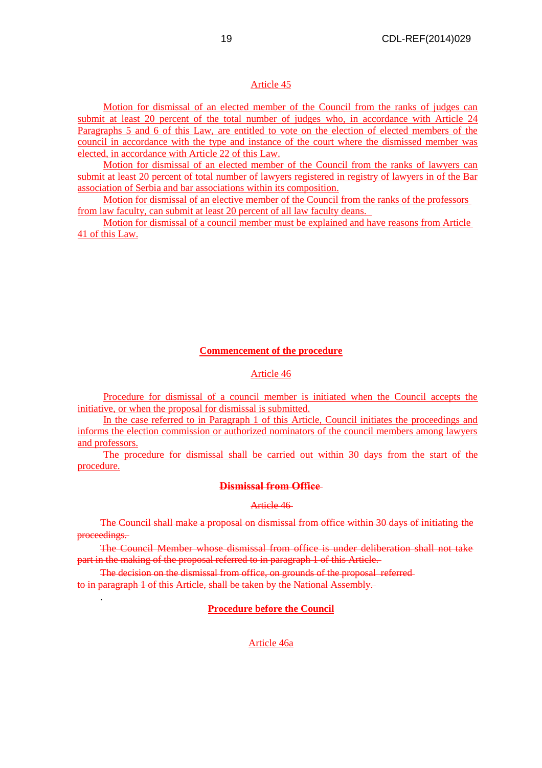Article 45

Motion for dismissal of an elected member of the Council from the ranks of judges can submit at least 20 percent of the total number of judges who, in accordance with Article 24 Paragraphs 5 and 6 of this Law, are entitled to vote on the election of elected members of the council in accordance with the type and instance of the court where the dismissed member was elected, in accordance with Article 22 of this Law.

Motion for dismissal of an elected member of the Council from the ranks of lawyers can submit at least 20 percent of total number of lawyers registered in registry of lawyers in of the Bar association of Serbia and bar associations within its composition.

Motion for dismissal of an elective member of the Council from the ranks of the professors from law faculty, can submit at least 20 percent of all law faculty deans.

Motion for dismissal of a council member must be explained and have reasons from Article 41 of this Law.

**Commencement of the procedure**

Article 46

Procedure for dismissal of a council member is initiated when the Council accepts the initiative, or when the proposal for dismissal is submitted.

In the case referred to in Paragraph 1 of this Article, Council initiates the proceedings and informs the election commission or authorized nominators of the council members among lawyers and professors.

The procedure for dismissal shall be carried out within 30 days from the start of the procedure.

~~**Dismissal from Office**~~

~~Article 46~~

~~The Council shall make a proposal on dismissal from office within 30 days of initiating the proceedings.~~

~~The Council Member whose dismissal from office is under deliberation shall not take part in the making of the proposal referred to in paragraph 1 of this Article.~~

~~The decision on the dismissal from office, on grounds of the proposal referred to in paragraph 1 of this Article, shall be taken by the National Assembly.~~

**Procedure before the Council**

Article 46a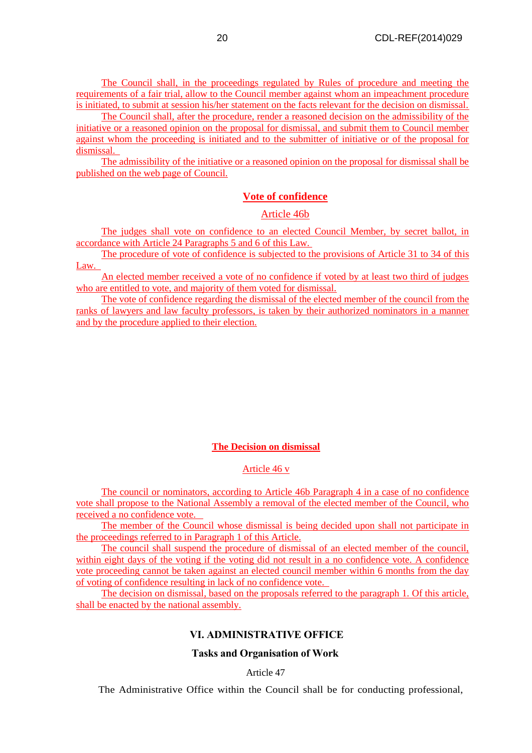The Council shall, in the proceedings regulated by Rules of procedure and meeting the requirements of a fair trial, allow to the Council member against whom an impeachment procedure is initiated, to submit at session his/her statement on the facts relevant for the decision on dismissal.

The Council shall, after the procedure, render a reasoned decision on the admissibility of the initiative or a reasoned opinion on the proposal for dismissal, and submit them to Council member against whom the proceeding is initiated and to the submitter of initiative or of the proposal for dismissal.

The admissibility of the initiative or a reasoned opinion on the proposal for dismissal shall be published on the web page of Council.

### Vote of confidence

Article 46b

The judges shall vote on confidence to an elected Council Member, by secret ballot, in accordance with Article 24 Paragraphs 5 and 6 of this Law.

The procedure of vote of confidence is subjected to the provisions of Article 31 to 34 of this Law.

An elected member received a vote of no confidence if voted by at least two third of judges who are entitled to vote, and majority of them voted for dismissal.

The vote of confidence regarding the dismissal of the elected member of the council from the ranks of lawyers and law faculty professors, is taken by their authorized nominators in a manner and by the procedure applied to their election.

### The Decision on dismissal

Article 46 v

The council or nominators, according to Article 46b Paragraph 4 in a case of no confidence vote shall propose to the National Assembly a removal of the elected member of the Council, who received a no confidence vote.

The member of the Council whose dismissal is being decided upon shall not participate in the proceedings referred to in Paragraph 1 of this Article.

The council shall suspend the procedure of dismissal of an elected member of the council, within eight days of the voting if the voting did not result in a no confidence vote. A confidence vote proceeding cannot be taken against an elected council member within 6 months from the day of voting of confidence resulting in lack of no confidence vote.

The decision on dismissal, based on the proposals referred to the paragraph 1. Of this article, shall be enacted by the national assembly.

## VI. ADMINISTRATIVE OFFICE

### Tasks and Organisation of Work

Article 47

The Administrative Office within the Council shall be for conducting professional,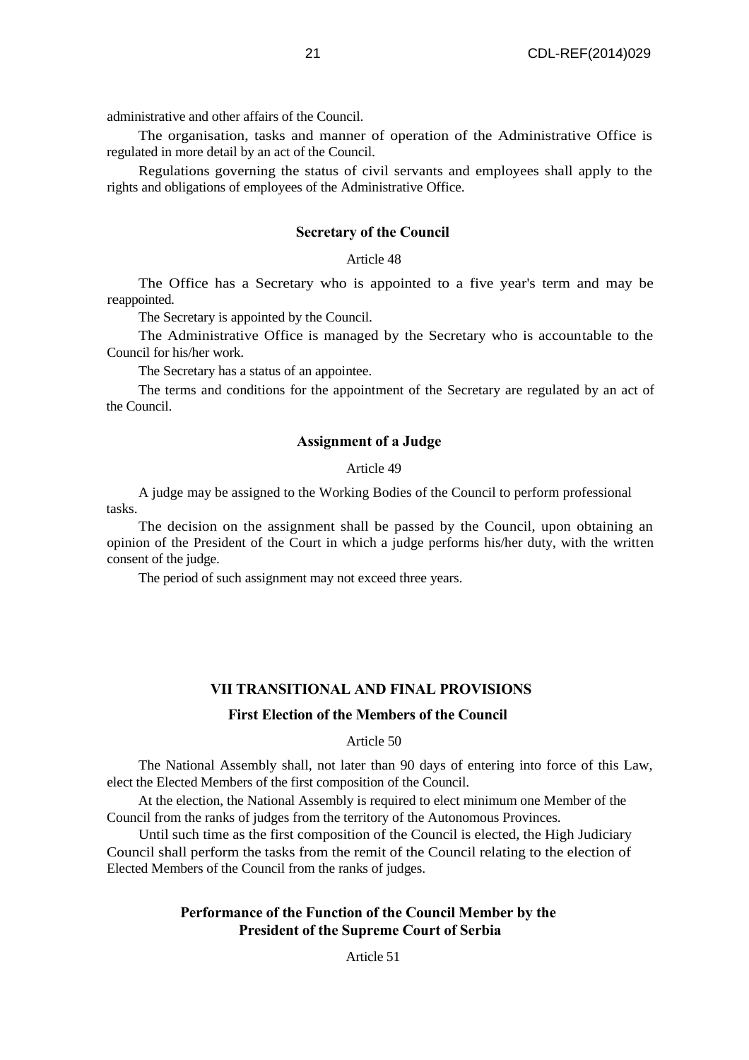administrative and other affairs of the Council.

The organisation, tasks and manner of operation of the Administrative Office is regulated in more detail by an act of the Council.

Regulations governing the status of civil servants and employees shall apply to the rights and obligations of employees of the Administrative Office.

### Secretary of the Council

Article 48

The Office has a Secretary who is appointed to a five year's term and may be reappointed.

The Secretary is appointed by the Council.

The Administrative Office is managed by the Secretary who is accountable to the Council for his/her work.

The Secretary has a status of an appointee.

The terms and conditions for the appointment of the Secretary are regulated by an act of the Council.

### Assignment of a Judge

Article 49

A judge may be assigned to the Working Bodies of the Council to perform professional tasks.

The decision on the assignment shall be passed by the Council, upon obtaining an opinion of the President of the Court in which a judge performs his/her duty, with the written consent of the judge.

The period of such assignment may not exceed three years.

## VII TRANSITIONAL AND FINAL PROVISIONS

### First Election of the Members of the Council

Article 50

The National Assembly shall, not later than 90 days of entering into force of this Law, elect the Elected Members of the first composition of the Council.

At the election, the National Assembly is required to elect minimum one Member of the Council from the ranks of judges from the territory of the Autonomous Provinces.

Until such time as the first composition of the Council is elected, the High Judiciary Council shall perform the tasks from the remit of the Council relating to the election of Elected Members of the Council from the ranks of judges.

### Performance of the Function of the Council Member by the President of the Supreme Court of Serbia

Article 51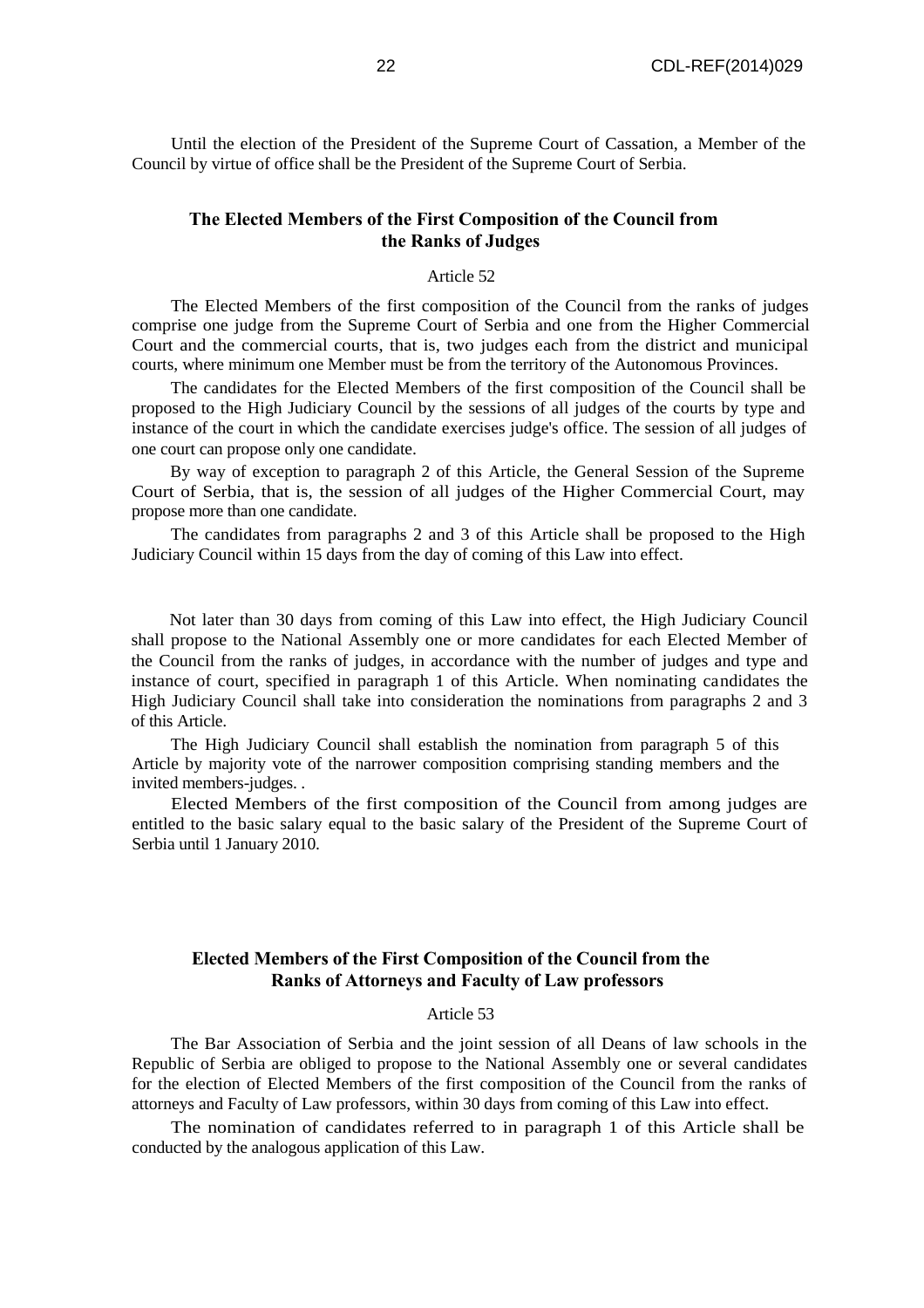Until the election of the President of the Supreme Court of Cassation, a Member of the Council by virtue of office shall be the President of the Supreme Court of Serbia.

### The Elected Members of the First Composition of the Council from the Ranks of Judges

Article 52

The Elected Members of the first composition of the Council from the ranks of judges comprise one judge from the Supreme Court of Serbia and one from the Higher Commercial Court and the commercial courts, that is, two judges each from the district and municipal courts, where minimum one Member must be from the territory of the Autonomous Provinces.

The candidates for the Elected Members of the first composition of the Council shall be proposed to the High Judiciary Council by the sessions of all judges of the courts by type and instance of the court in which the candidate exercises judge's office. The session of all judges of one court can propose only one candidate.

By way of exception to paragraph 2 of this Article, the General Session of the Supreme Court of Serbia, that is, the session of all judges of the Higher Commercial Court, may propose more than one candidate.

The candidates from paragraphs 2 and 3 of this Article shall be proposed to the High Judiciary Council within 15 days from the day of coming of this Law into effect.

Not later than 30 days from coming of this Law into effect, the High Judiciary Council shall propose to the National Assembly one or more candidates for each Elected Member of the Council from the ranks of judges, in accordance with the number of judges and type and instance of court, specified in paragraph 1 of this Article. When nominating candidates the High Judiciary Council shall take into consideration the nominations from paragraphs 2 and 3 of this Article.

The High Judiciary Council shall establish the nomination from paragraph 5 of this Article by majority vote of the narrower composition comprising standing members and the invited members-judges. .

Elected Members of the first composition of the Council from among judges are entitled to the basic salary equal to the basic salary of the President of the Supreme Court of Serbia until 1 January 2010.

### Elected Members of the First Composition of the Council from the Ranks of Attorneys and Faculty of Law professors

Article 53

The Bar Association of Serbia and the joint session of all Deans of law schools in the Republic of Serbia are obliged to propose to the National Assembly one or several candidates for the election of Elected Members of the first composition of the Council from the ranks of attorneys and Faculty of Law professors, within 30 days from coming of this Law into effect.

The nomination of candidates referred to in paragraph 1 of this Article shall be conducted by the analogous application of this Law.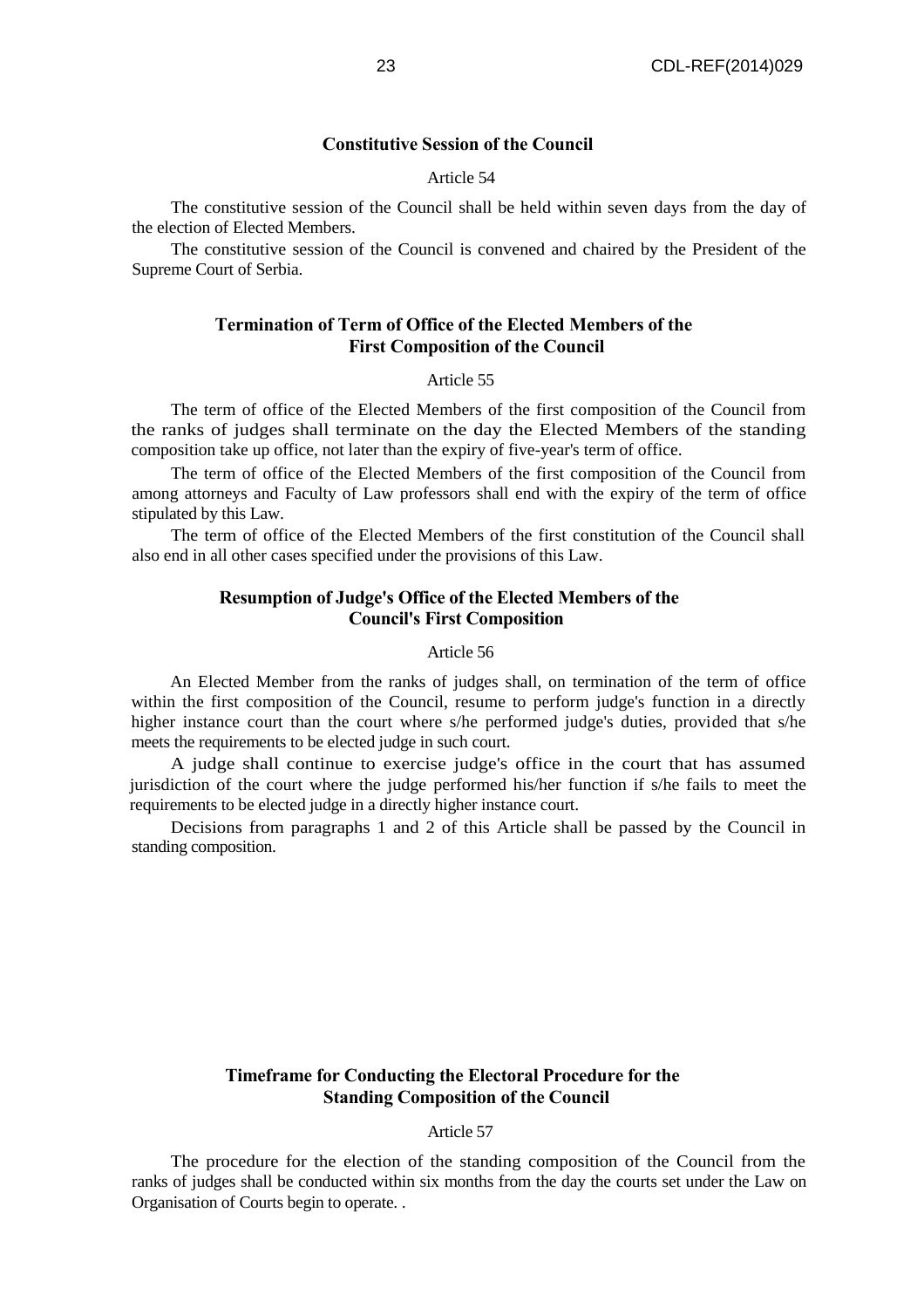### Constitutive Session of the Council

Article 54

The constitutive session of the Council shall be held within seven days from the day of the election of Elected Members.

The constitutive session of the Council is convened and chaired by the President of the Supreme Court of Serbia.

### Termination of Term of Office of the Elected Members of the First Composition of the Council

Article 55

The term of office of the Elected Members of the first composition of the Council from the ranks of judges shall terminate on the day the Elected Members of the standing composition take up office, not later than the expiry of five-year's term of office.

The term of office of the Elected Members of the first composition of the Council from among attorneys and Faculty of Law professors shall end with the expiry of the term of office stipulated by this Law.

The term of office of the Elected Members of the first constitution of the Council shall also end in all other cases specified under the provisions of this Law.

### Resumption of Judge's Office of the Elected Members of the Council's First Composition

Article 56

An Elected Member from the ranks of judges shall, on termination of the term of office within the first composition of the Council, resume to perform judge's function in a directly higher instance court than the court where s/he performed judge's duties, provided that s/he meets the requirements to be elected judge in such court.

A judge shall continue to exercise judge's office in the court that has assumed jurisdiction of the court where the judge performed his/her function if s/he fails to meet the requirements to be elected judge in a directly higher instance court.

Decisions from paragraphs 1 and 2 of this Article shall be passed by the Council in standing composition.

### Timeframe for Conducting the Electoral Procedure for the Standing Composition of the Council

Article 57

The procedure for the election of the standing composition of the Council from the ranks of judges shall be conducted within six months from the day the courts set under the Law on Organisation of Courts begin to operate. .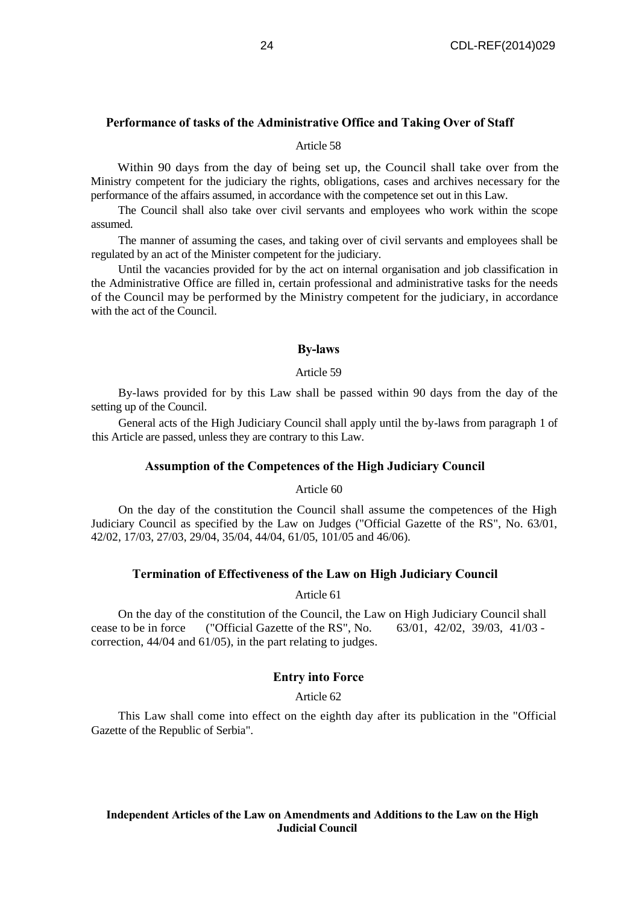### Performance of tasks of the Administrative Office and Taking Over of Staff

Article 58

Within 90 days from the day of being set up, the Council shall take over from the Ministry competent for the judiciary the rights, obligations, cases and archives necessary for the performance of the affairs assumed, in accordance with the competence set out in this Law.

The Council shall also take over civil servants and employees who work within the scope assumed.

The manner of assuming the cases, and taking over of civil servants and employees shall be regulated by an act of the Minister competent for the judiciary.

Until the vacancies provided for by the act on internal organisation and job classification in the Administrative Office are filled in, certain professional and administrative tasks for the needs of the Council may be performed by the Ministry competent for the judiciary, in accordance with the act of the Council.

### By-laws

Article 59

By-laws provided for by this Law shall be passed within 90 days from the day of the setting up of the Council.

General acts of the High Judiciary Council shall apply until the by-laws from paragraph 1 of this Article are passed, unless they are contrary to this Law.

### Assumption of the Competences of the High Judiciary Council

Article 60

On the day of the constitution the Council shall assume the competences of the High Judiciary Council as specified by the Law on Judges ("Official Gazette of the RS", No. 63/01, 42/02, 17/03, 27/03, 29/04, 35/04, 44/04, 61/05, 101/05 and 46/06).

### Termination of Effectiveness of the Law on High Judiciary Council

Article 61

On the day of the constitution of the Council, the Law on High Judiciary Council shall cease to be in force ("Official Gazette of the RS", No. 63/01, 42/02, 39/03, 41/03 - correction, 44/04 and 61/05), in the part relating to judges.

### Entry into Force

Article 62

This Law shall come into effect on the eighth day after its publication in the "Official Gazette of the Republic of Serbia".

### Independent Articles of the Law on Amendments and Additions to the Law on the High Judicial Council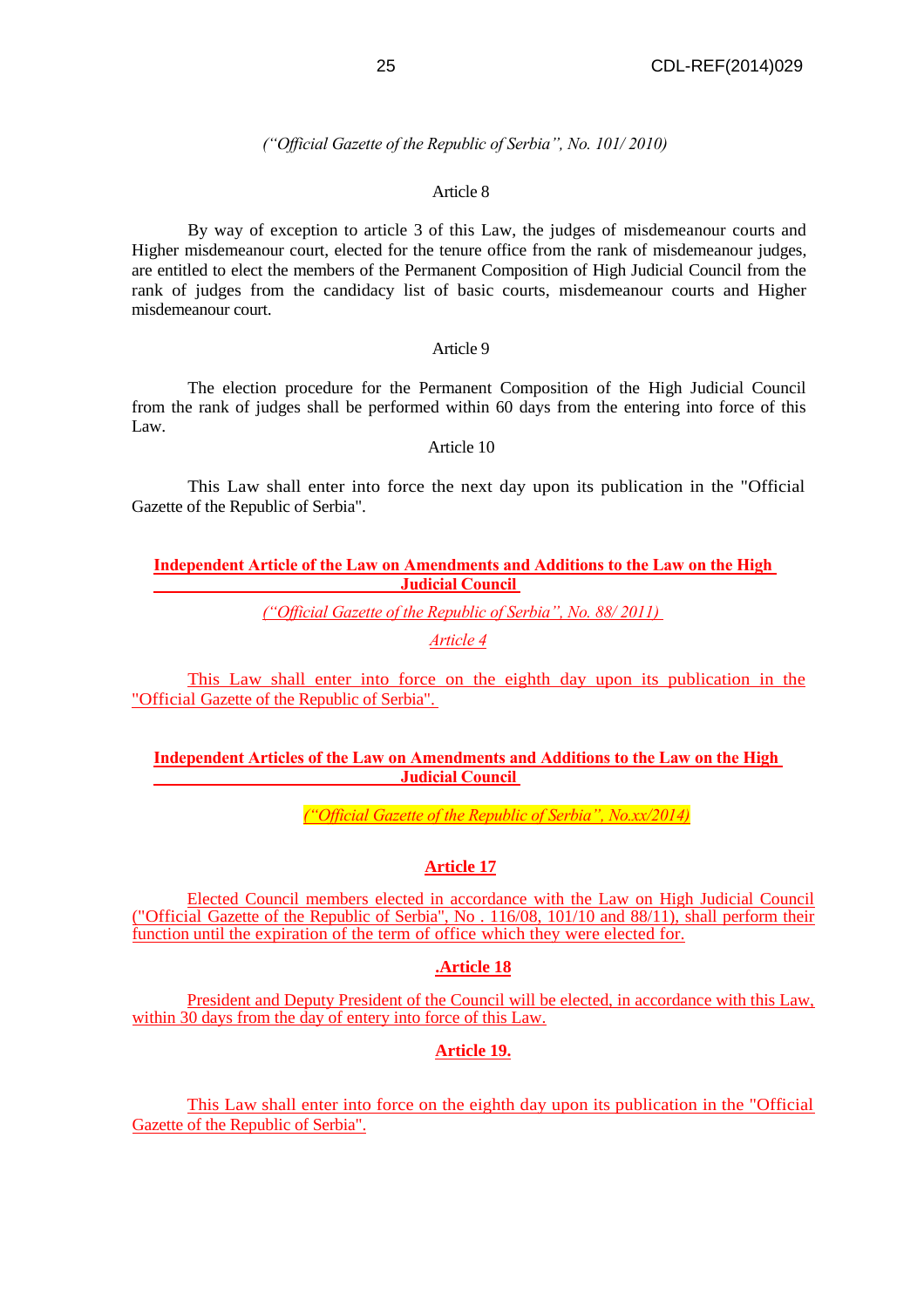*("Official Gazette of the Republic of Serbia", No. 101/ 2010)*

Article 8

By way of exception to article 3 of this Law, the judges of misdemeanour courts and Higher misdemeanour court, elected for the tenure office from the rank of misdemeanour judges, are entitled to elect the members of the Permanent Composition of High Judicial Council from the rank of judges from the candidacy list of basic courts, misdemeanour courts and Higher misdemeanour court.

Article 9

The election procedure for the Permanent Composition of the High Judicial Council from the rank of judges shall be performed within 60 days from the entering into force of this Law.

Article 10

This Law shall enter into force the next day upon its publication in the "Official Gazette of the Republic of Serbia".

**Independent Article of the Law on Amendments and Additions to the Law on the High Judicial Council**

*("Official Gazette of the Republic of Serbia", No. 88/ 2011)*

*Article 4*

This Law shall enter into force on the eighth day upon its publication in the "Official Gazette of the Republic of Serbia".

**Independent Articles of the Law on Amendments and Additions to the Law on the High Judicial Council**

*("Official Gazette of the Republic of Serbia", No.xx/2014)*

**Article 17**

Elected Council members elected in accordance with the Law on High Judicial Council ("Official Gazette of the Republic of Serbia", No . 116/08, 101/10 and 88/11), shall perform their function until the expiration of the term of office which they were elected for.

**.Article 18**

President and Deputy President of the Council will be elected, in accordance with this Law, within 30 days from the day of entery into force of this Law.

**Article 19.**

This Law shall enter into force on the eighth day upon its publication in the "Official Gazette of the Republic of Serbia".